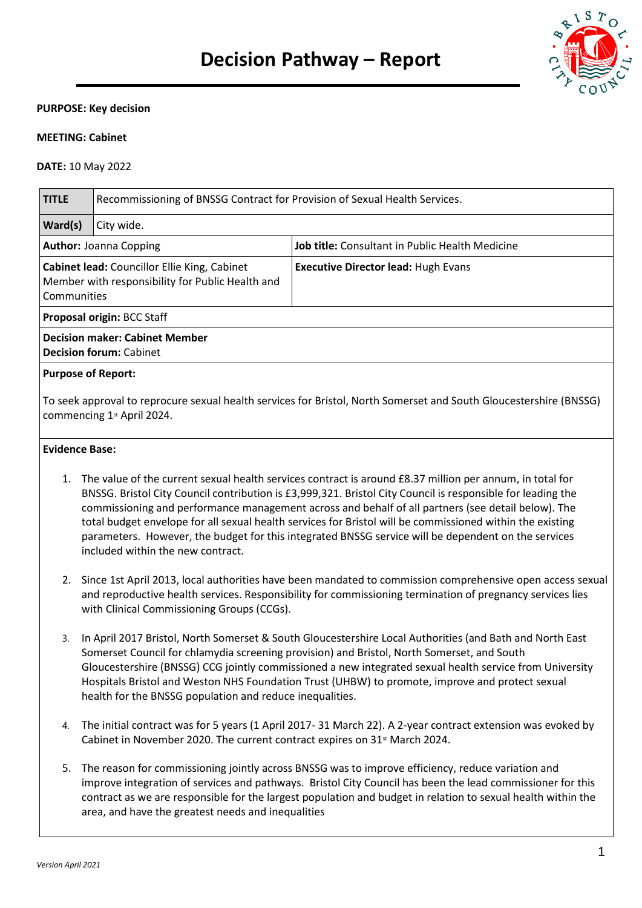# Decision Pathway – Report

**PURPOSE: Key decision**

**MEETING: Cabinet**

**DATE:** 10 May 2022

| **TITLE** | Recommissioning of BNSSG Contract for Provision of Sexual Health Services. |
|---|---|
| **Ward(s)** | City wide. |

| | |
|---|---|
| **Author:** Joanna Copping | **Job title:** Consultant in Public Health Medicine |
| **Cabinet lead:** Councillor Ellie King, Cabinet Member with responsibility for Public Health and Communities | **Executive Director lead:** Hugh Evans |
| **Proposal origin:** BCC Staff | |
| **Decision maker: Cabinet Member**<br>**Decision forum:** Cabinet | |

**Purpose of Report:**

To seek approval to reprocure sexual health services for Bristol, North Somerset and South Gloucestershire (BNSSG) commencing 1st April 2024.

**Evidence Base:**

1. The value of the current sexual health services contract is around £8.37 million per annum, in total for BNSSG. Bristol City Council contribution is £3,999,321. Bristol City Council is responsible for leading the commissioning and performance management across and behalf of all partners (see detail below). The total budget envelope for all sexual health services for Bristol will be commissioned within the existing parameters. However, the budget for this integrated BNSSG service will be dependent on the services included within the new contract.

2. Since 1st April 2013, local authorities have been mandated to commission comprehensive open access sexual and reproductive health services. Responsibility for commissioning termination of pregnancy services lies with Clinical Commissioning Groups (CCGs).

3. In April 2017 Bristol, North Somerset & South Gloucestershire Local Authorities (and Bath and North East Somerset Council for chlamydia screening provision) and Bristol, North Somerset, and South Gloucestershire (BNSSG) CCG jointly commissioned a new integrated sexual health service from University Hospitals Bristol and Weston NHS Foundation Trust (UHBW) to promote, improve and protect sexual health for the BNSSG population and reduce inequalities.

4. The initial contract was for 5 years (1 April 2017- 31 March 22). A 2-year contract extension was evoked by Cabinet in November 2020. The current contract expires on 31st March 2024.

5. The reason for commissioning jointly across BNSSG was to improve efficiency, reduce variation and improve integration of services and pathways. Bristol City Council has been the lead commissioner for this contract as we are responsible for the largest population and budget in relation to sexual health within the area, and have the greatest needs and inequalities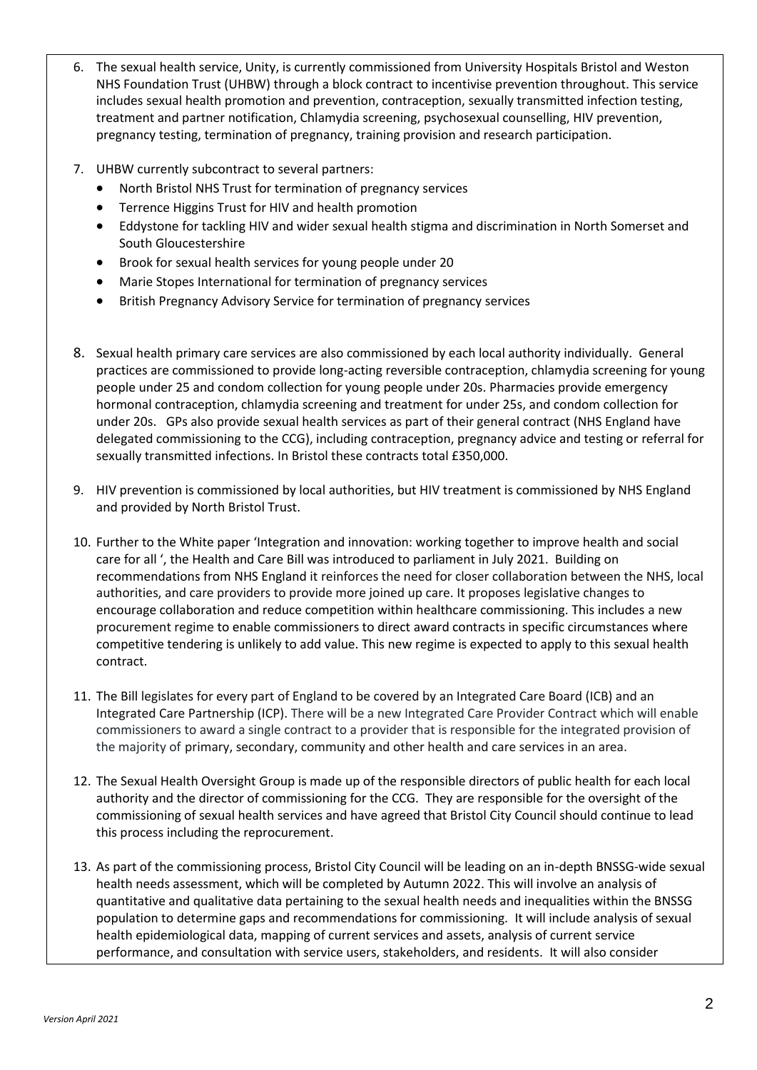6. The sexual health service, Unity, is currently commissioned from University Hospitals Bristol and Weston NHS Foundation Trust (UHBW) through a block contract to incentivise prevention throughout. This service includes sexual health promotion and prevention, contraception, sexually transmitted infection testing, treatment and partner notification, Chlamydia screening, psychosexual counselling, HIV prevention, pregnancy testing, termination of pregnancy, training provision and research participation.

7. UHBW currently subcontract to several partners:
   - North Bristol NHS Trust for termination of pregnancy services
   - Terrence Higgins Trust for HIV and health promotion
   - Eddystone for tackling HIV and wider sexual health stigma and discrimination in North Somerset and South Gloucestershire
   - Brook for sexual health services for young people under 20
   - Marie Stopes International for termination of pregnancy services
   - British Pregnancy Advisory Service for termination of pregnancy services

8. Sexual health primary care services are also commissioned by each local authority individually. General practices are commissioned to provide long-acting reversible contraception, chlamydia screening for young people under 25 and condom collection for young people under 20s. Pharmacies provide emergency hormonal contraception, chlamydia screening and treatment for under 25s, and condom collection for under 20s. GPs also provide sexual health services as part of their general contract (NHS England have delegated commissioning to the CCG), including contraception, pregnancy advice and testing or referral for sexually transmitted infections. In Bristol these contracts total £350,000.

9. HIV prevention is commissioned by local authorities, but HIV treatment is commissioned by NHS England and provided by North Bristol Trust.

10. Further to the White paper 'Integration and innovation: working together to improve health and social care for all ', the Health and Care Bill was introduced to parliament in July 2021. Building on recommendations from NHS England it reinforces the need for closer collaboration between the NHS, local authorities, and care providers to provide more joined up care. It proposes legislative changes to encourage collaboration and reduce competition within healthcare commissioning. This includes a new procurement regime to enable commissioners to direct award contracts in specific circumstances where competitive tendering is unlikely to add value. This new regime is expected to apply to this sexual health contract.

11. The Bill legislates for every part of England to be covered by an Integrated Care Board (ICB) and an Integrated Care Partnership (ICP). There will be a new Integrated Care Provider Contract which will enable commissioners to award a single contract to a provider that is responsible for the integrated provision of the majority of primary, secondary, community and other health and care services in an area.

12. The Sexual Health Oversight Group is made up of the responsible directors of public health for each local authority and the director of commissioning for the CCG. They are responsible for the oversight of the commissioning of sexual health services and have agreed that Bristol City Council should continue to lead this process including the reprocurement.

13. As part of the commissioning process, Bristol City Council will be leading on an in-depth BNSSG-wide sexual health needs assessment, which will be completed by Autumn 2022. This will involve an analysis of quantitative and qualitative data pertaining to the sexual health needs and inequalities within the BNSSG population to determine gaps and recommendations for commissioning. It will include analysis of sexual health epidemiological data, mapping of current services and assets, analysis of current service performance, and consultation with service users, stakeholders, and residents. It will also consider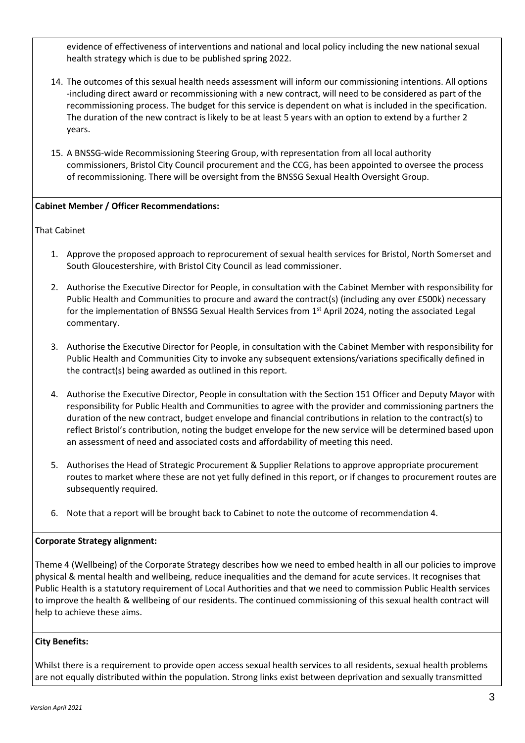evidence of effectiveness of interventions and national and local policy including the new national sexual health strategy which is due to be published spring 2022.

14. The outcomes of this sexual health needs assessment will inform our commissioning intentions. All options -including direct award or recommissioning with a new contract, will need to be considered as part of the recommissioning process. The budget for this service is dependent on what is included in the specification. The duration of the new contract is likely to be at least 5 years with an option to extend by a further 2 years.

15. A BNSSG-wide Recommissioning Steering Group, with representation from all local authority commissioners, Bristol City Council procurement and the CCG, has been appointed to oversee the process of recommissioning. There will be oversight from the BNSSG Sexual Health Oversight Group.

**Cabinet Member / Officer Recommendations:**

That Cabinet

1. Approve the proposed approach to reprocurement of sexual health services for Bristol, North Somerset and South Gloucestershire, with Bristol City Council as lead commissioner.

2. Authorise the Executive Director for People, in consultation with the Cabinet Member with responsibility for Public Health and Communities to procure and award the contract(s) (including any over £500k) necessary for the implementation of BNSSG Sexual Health Services from 1st April 2024, noting the associated Legal commentary.

3. Authorise the Executive Director for People, in consultation with the Cabinet Member with responsibility for Public Health and Communities City to invoke any subsequent extensions/variations specifically defined in the contract(s) being awarded as outlined in this report.

4. Authorise the Executive Director, People in consultation with the Section 151 Officer and Deputy Mayor with responsibility for Public Health and Communities to agree with the provider and commissioning partners the duration of the new contract, budget envelope and financial contributions in relation to the contract(s) to reflect Bristol's contribution, noting the budget envelope for the new service will be determined based upon an assessment of need and associated costs and affordability of meeting this need.

5. Authorises the Head of Strategic Procurement & Supplier Relations to approve appropriate procurement routes to market where these are not yet fully defined in this report, or if changes to procurement routes are subsequently required.

6. Note that a report will be brought back to Cabinet to note the outcome of recommendation 4.

**Corporate Strategy alignment:**

Theme 4 (Wellbeing) of the Corporate Strategy describes how we need to embed health in all our policies to improve physical & mental health and wellbeing, reduce inequalities and the demand for acute services. It recognises that Public Health is a statutory requirement of Local Authorities and that we need to commission Public Health services to improve the health & wellbeing of our residents. The continued commissioning of this sexual health contract will help to achieve these aims.

**City Benefits:**

Whilst there is a requirement to provide open access sexual health services to all residents, sexual health problems are not equally distributed within the population. Strong links exist between deprivation and sexually transmitted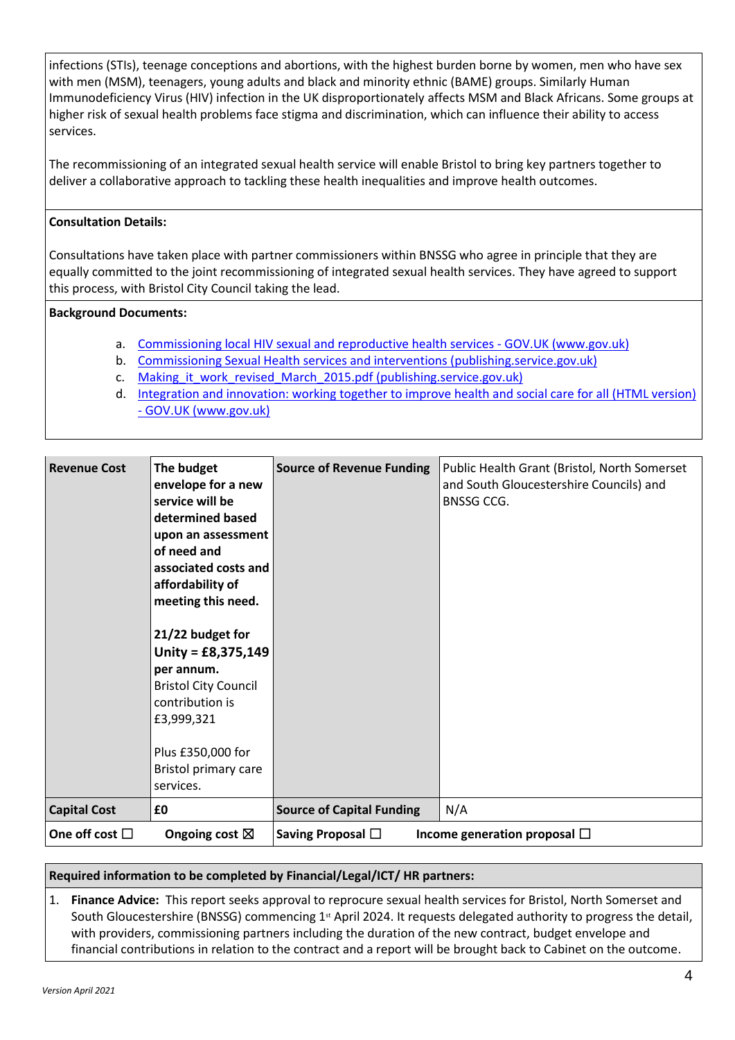infections (STIs), teenage conceptions and abortions, with the highest burden borne by women, men who have sex with men (MSM), teenagers, young adults and black and minority ethnic (BAME) groups. Similarly Human Immunodeficiency Virus (HIV) infection in the UK disproportionately affects MSM and Black Africans. Some groups at higher risk of sexual health problems face stigma and discrimination, which can influence their ability to access services.

The recommissioning of an integrated sexual health service will enable Bristol to bring key partners together to deliver a collaborative approach to tackling these health inequalities and improve health outcomes.

**Consultation Details:**

Consultations have taken place with partner commissioners within BNSSG who agree in principle that they are equally committed to the joint recommissioning of integrated sexual health services. They have agreed to support this process, with Bristol City Council taking the lead.

**Background Documents:**

a. Commissioning local HIV sexual and reproductive health services - GOV.UK (www.gov.uk)
b. Commissioning Sexual Health services and interventions (publishing.service.gov.uk)
c. Making_it_work_revised_March_2015.pdf (publishing.service.gov.uk)
d. Integration and innovation: working together to improve health and social care for all (HTML version) - GOV.UK (www.gov.uk)

| **Revenue Cost** | **The budget envelope for a new service will be determined based upon an assessment of need and associated costs and affordability of meeting this need.**<br><br>**21/22 budget for Unity = £8,375,149 per annum.** Bristol City Council contribution is £3,999,321<br><br>Plus £350,000 for Bristol primary care services. | **Source of Revenue Funding** | Public Health Grant (Bristol, North Somerset and South Gloucestershire Councils) and BNSSG CCG. |
|---|---|---|---|
| **Capital Cost** | **£0** | **Source of Capital Funding** | N/A |
| **One off cost ☐** | **Ongoing cost ☒** | **Saving Proposal ☐** | **Income generation proposal ☐** |

| **Required information to be completed by Financial/Legal/ICT/ HR partners:** |
|---|
| 1. **Finance Advice:** This report seeks approval to reprocure sexual health services for Bristol, North Somerset and South Gloucestershire (BNSSG) commencing 1st April 2024. It requests delegated authority to progress the detail, with providers, commissioning partners including the duration of the new contract, budget envelope and financial contributions in relation to the contract and a report will be brought back to Cabinet on the outcome. |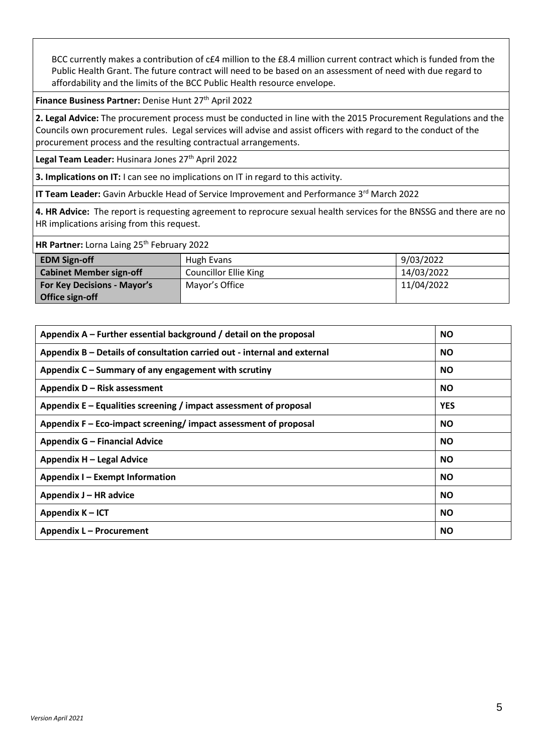BCC currently makes a contribution of c£4 million to the £8.4 million current contract which is funded from the Public Health Grant. The future contract will need to be based on an assessment of need with due regard to affordability and the limits of the BCC Public Health resource envelope.

**Finance Business Partner:** Denise Hunt 27th April 2022

**2. Legal Advice:** The procurement process must be conducted in line with the 2015 Procurement Regulations and the Councils own procurement rules. Legal services will advise and assist officers with regard to the conduct of the procurement process and the resulting contractual arrangements.

**Legal Team Leader:** Husinara Jones 27th April 2022

**3. Implications on IT:** I can see no implications on IT in regard to this activity.

**IT Team Leader:** Gavin Arbuckle Head of Service Improvement and Performance 3rd March 2022

**4. HR Advice:** The report is requesting agreement to reprocure sexual health services for the BNSSG and there are no HR implications arising from this request.

**HR Partner:** Lorna Laing 25th February 2022

| | | |
|---|---|---|
| **EDM Sign-off** | Hugh Evans | 9/03/2022 |
| **Cabinet Member sign-off** | Councillor Ellie King | 14/03/2022 |
| **For Key Decisions - Mayor's Office sign-off** | Mayor's Office | 11/04/2022 |

| | |
|---|---|
| **Appendix A – Further essential background / detail on the proposal** | **NO** |
| **Appendix B – Details of consultation carried out - internal and external** | **NO** |
| **Appendix C – Summary of any engagement with scrutiny** | **NO** |
| **Appendix D – Risk assessment** | **NO** |
| **Appendix E – Equalities screening / impact assessment of proposal** | **YES** |
| **Appendix F – Eco-impact screening/ impact assessment of proposal** | **NO** |
| **Appendix G – Financial Advice** | **NO** |
| **Appendix H – Legal Advice** | **NO** |
| **Appendix I – Exempt Information** | **NO** |
| **Appendix J – HR advice** | **NO** |
| **Appendix K – ICT** | **NO** |
| **Appendix L – Procurement** | **NO** |

*Version April 2021*